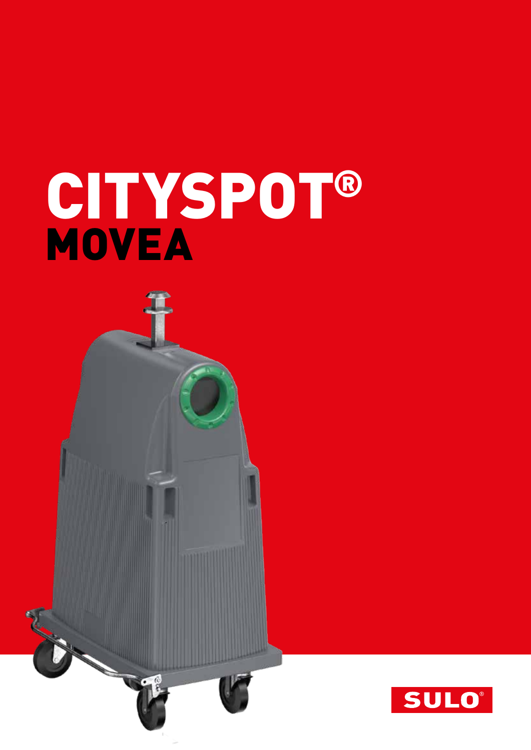# CITYSPOT®
## MOVEA

SULO®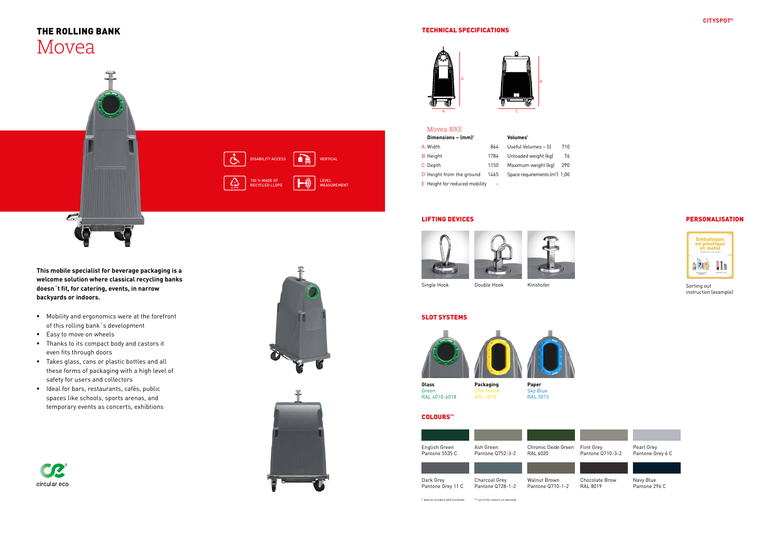# THE ROLLING BANK
## Movea

DISABILITY ACCESS

VERTICAL

100 % MADE OF RECYCLED LLDPE

LEVEL MEASUREMENT

**This mobile specialist for beverage packaging is a welcome solution where classical recycling banks doesn´t fit, for catering, events, in narrow backyards or indoors.**

- Mobility and ergonomics were at the forefront of this rolling bank´s development
- Easy to move on wheels
- Thanks to its compact body and castors it even fits through doors
- Takes glass, cans or plastic bottles and all these forms of packaging with a high level of safety for users and collectors
- Ideal for bars, restaurants, cafés, public spaces like schools, sports arenas, and temporary events as concerts, exhbitions

circular eco

## TECHNICAL SPECIFICATIONS

Movea 800l

| Dimensions ~ (mm)* | | Volumes* | |
|---|---|---|---|
| A Width | 864 | Useful Volumes ~ (l) | 710 |
| B Height | 1784 | Unloaded weight (kg) | 76 |
| C Depth | 1150 | Maximum weight (kg) | 290 |
| D Height from the ground | 1465 | Space requirements (m²) | 1,00 |
| E Height for reduced mobility | - | | |

## LIFTING DEVICES

Single Hook

Double Hook

Kinshofer

## PERSONALISATION

Sorting out instruction (example)

## SLOT SYSTEMS

| Glass | Packaging | Paper |
|---|---|---|
| Green | Zink Yellow | Sky Blue |
| RAL 6010-6018 | RAL 1018 | RAL 5015 |

## COLOURS**

| | | | | |
|---|---|---|---|---|
| English Green<br>Pantone 5535 C | Ash Green<br>Pantone Q752-3-2 | Chromic Oxide Green<br>RAL 6020 | Flint Grey<br>Pantone Q710-3-2 | Pearl Grey<br>Pantone Grey 6 C |
| Dark Grey<br>Pantone Grey 11 C | Charcoal Grey<br>Pantone Q728-1-2 | Walnut Brown<br>Pantone Q710-1-2 | Chocolate Brow<br>RAL 8019 | Navy Blue<br>Pantone 296 C |

* data for product with kinshofer    ** all of the colours on demand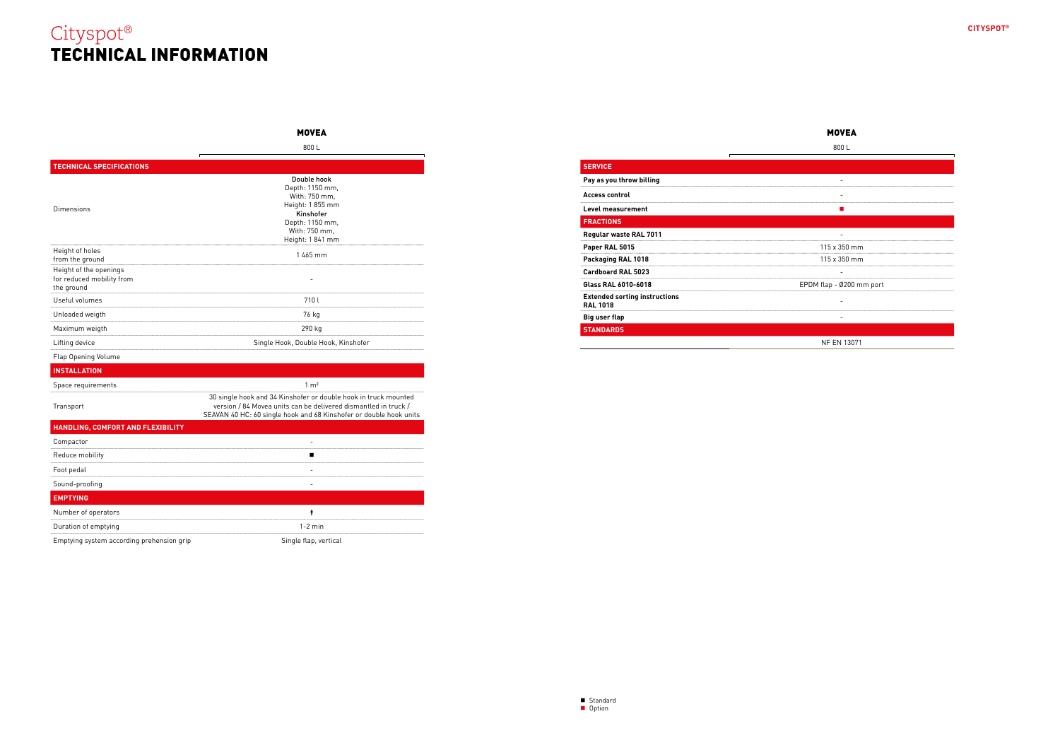# Cityspot®
# TECHNICAL INFORMATION

| | MOVEA |
|---|---|
| | 800 L |
| **TECHNICAL SPECIFICATIONS** | |
| Dimensions | **Double hook** Depth: 1150 mm, With: 750 mm, Height: 1 855 mm **Kinshofer** Depth: 1150 mm, With: 750 mm, Height: 1 841 mm |
| Height of holes from the ground | 1 465 mm |
| Height of the openings for reduced mobility from the ground | - |
| Useful volumes | 710 l |
| Unloaded weigth | 76 kg |
| Maximum weigth | 290 kg |
| Lifting device | Single Hook, Double Hook, Kinshofer |
| Flap Opening Volume | |
| **INSTALLATION** | |
| Space requirements | 1 m² |
| Transport | 30 single hook and 34 Kinshofer or double hook in truck mounted version / 84 Movea units can be delivered dismantled in truck / SEAVAN 40 HC: 60 single hook and 68 Kinshofer or double hook units |
| **HANDLING, COMFORT AND FLEXIBILITY** | |
| Compactor | - |
| Reduce mobility | ■ |
| Foot pedal | - |
| Sound-proofing | - |
| **EMPTYING** | |
| Number of operators | 1 |
| Duration of emptying | 1-2 min |
| Emptying system according prehension grip | Single flap, vertical |

| | MOVEA |
|---|---|
| | 800 L |
| **SERVICE** | |
| **Pay as you throw billing** | - |
| **Access control** | - |
| **Level measurement** | ■ (Option) |
| **FRACTIONS** | |
| **Regular waste RAL 7011** | - |
| **Paper RAL 5015** | 115 x 350 mm |
| **Packaging RAL 1018** | 115 x 350 mm |
| **Cardboard RAL 5023** | - |
| **Glass RAL 6010-6018** | EPDM flap - Ø200 mm port |
| **Extended sorting instructions RAL 1018** | - |
| **Big user flap** | - |
| **STANDARDS** | |
| | NF EN 13071 |

■ Standard
■ Option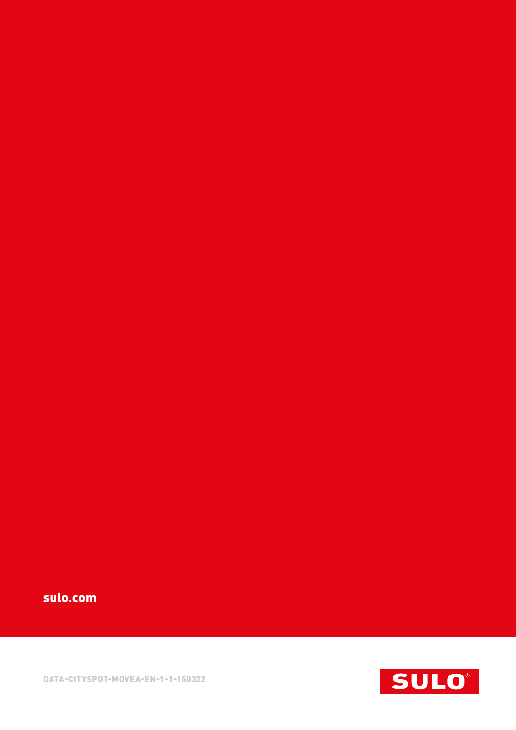sulo.com

DATA-CITYSPOT-MOVEA-EN-1-1-150322

SULO®